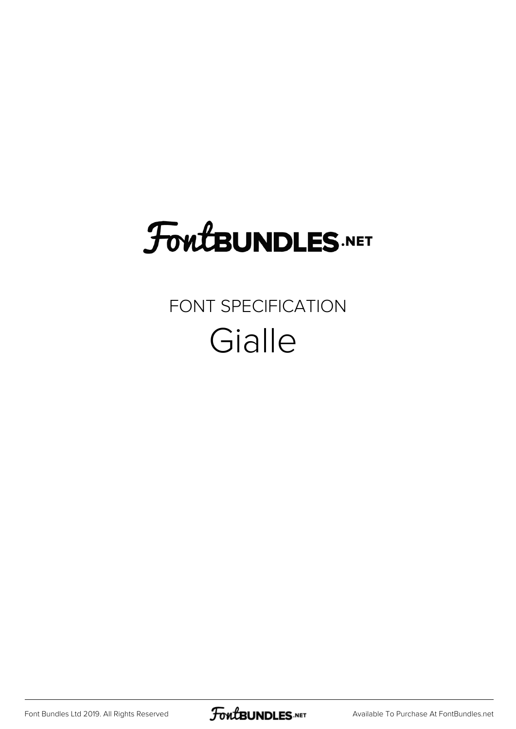# FontBUNDLES.NET

FONT SPECIFICATION

## Gialle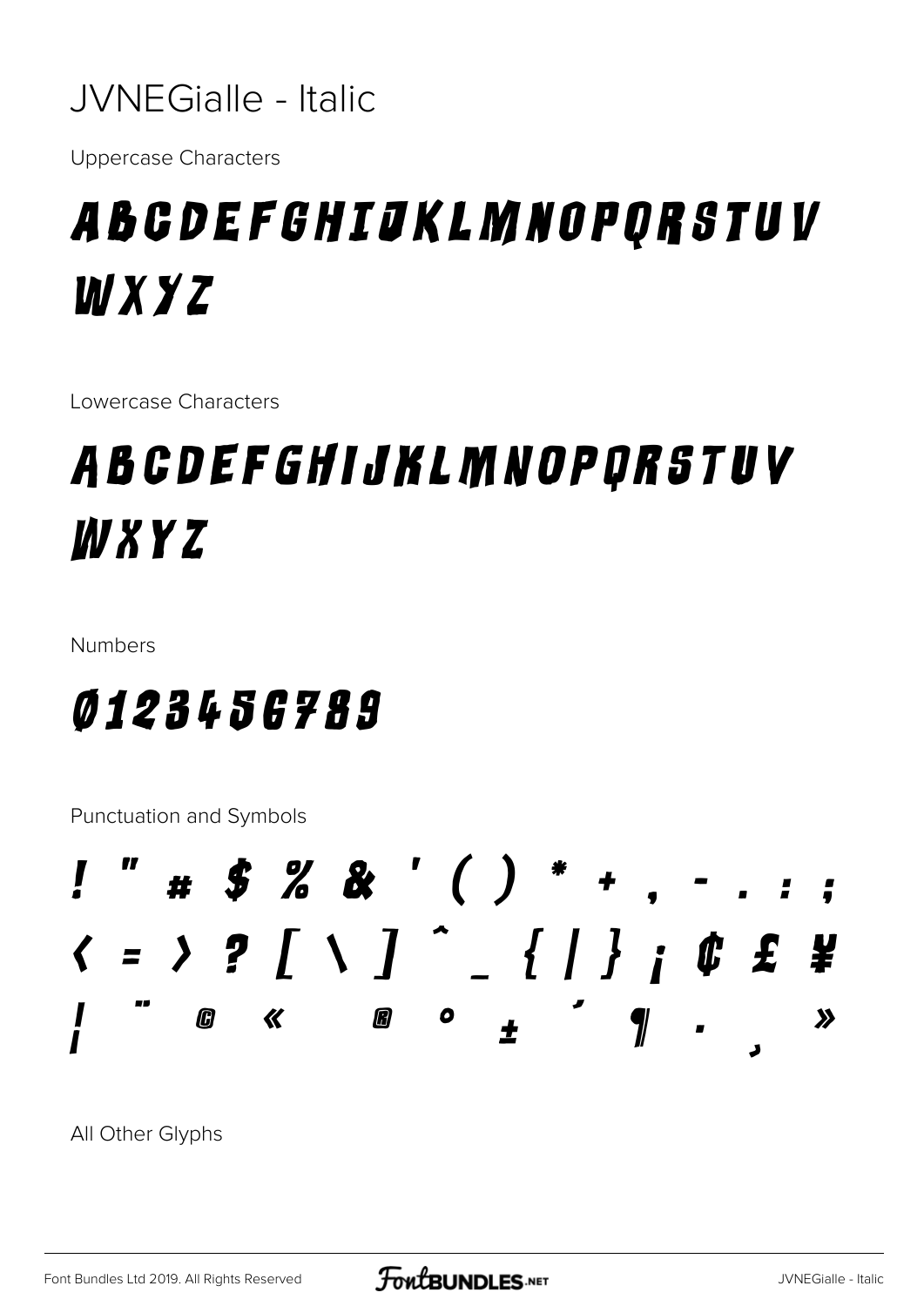# JVNEGialle - Italic

Uppercase Characters

ABCDEFGHIJKLMNOPQRSTUV WXYZ

Lowercase Characters

ABCDEFGHIJKLMNOPQRSTUV WXYZ

Numbers

0123456789

Punctuation and Symbols

! " # $ % & ' ( ) * + , - . : ;
< = > ? [ \ ] ^ _ { | } ¡ ¢ £ ¥
¦ ¨ © « ® ° ± ´ ¶ · ¸ »

All Other Glyphs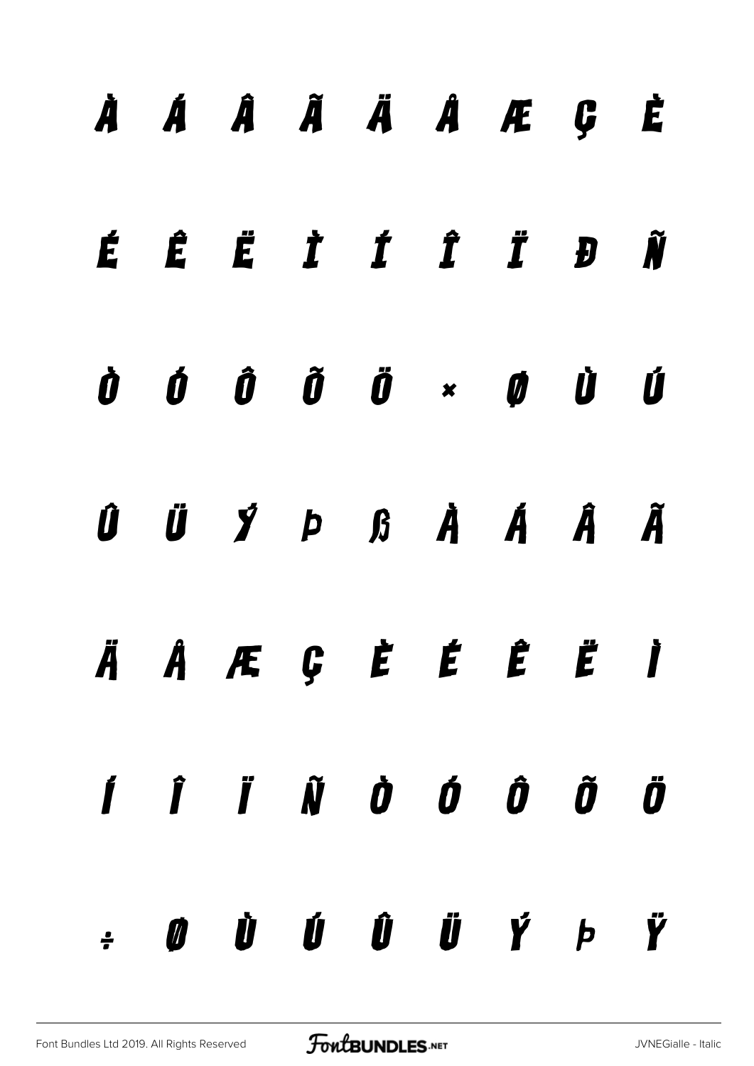À Á Â Ã Ä Å Æ Ç È

É Ê Ë Ì Í Î Ï Ð Ñ

Ò Ó Ô Õ Ö × Ø Ù Ú

Û Ü Ý Þ ß à á â ã

ä å æ ç è é ê ë ì

í î ï ñ ò ó ô õ ö

÷ ø ù ú û ü ý þ ÿ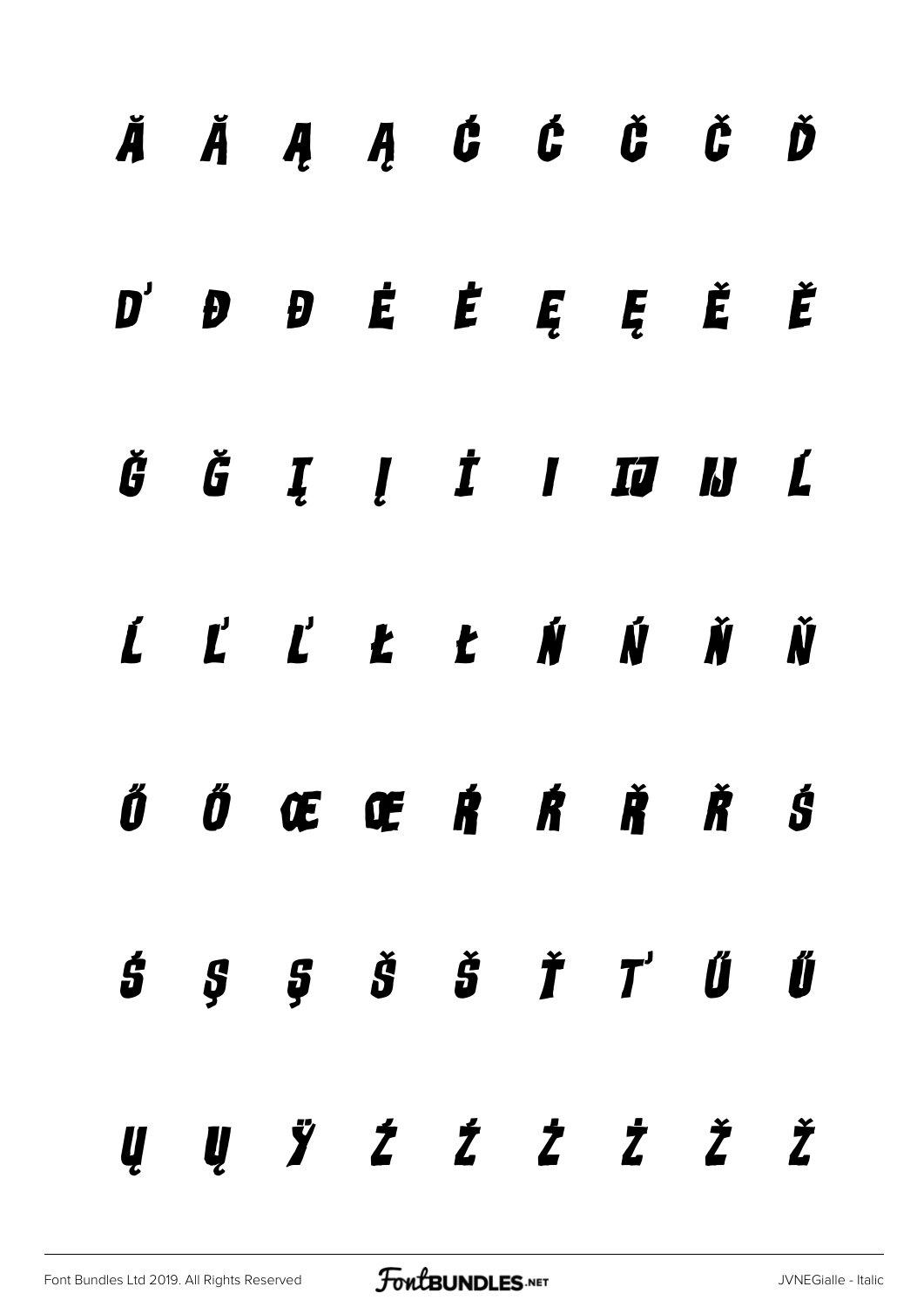Ă Ă Ą Ą Ć Ć Č Č Ď

Ď Đ Đ Ė Ė Ę Ę Ě Ě

Ğ Ğ Į Į İ I Ĳ Ĳ Ĺ

Ĺ Ľ Ľ Ł Ł Ń Ń Ň Ň

Ő Ő Œ Œ Ŕ Ŕ Ř Ř Ś

Ś Ş Ş Š Š Ť Ť Ű Ű

Ų Ų Ÿ Ź Ź Ż Ż Ž Ž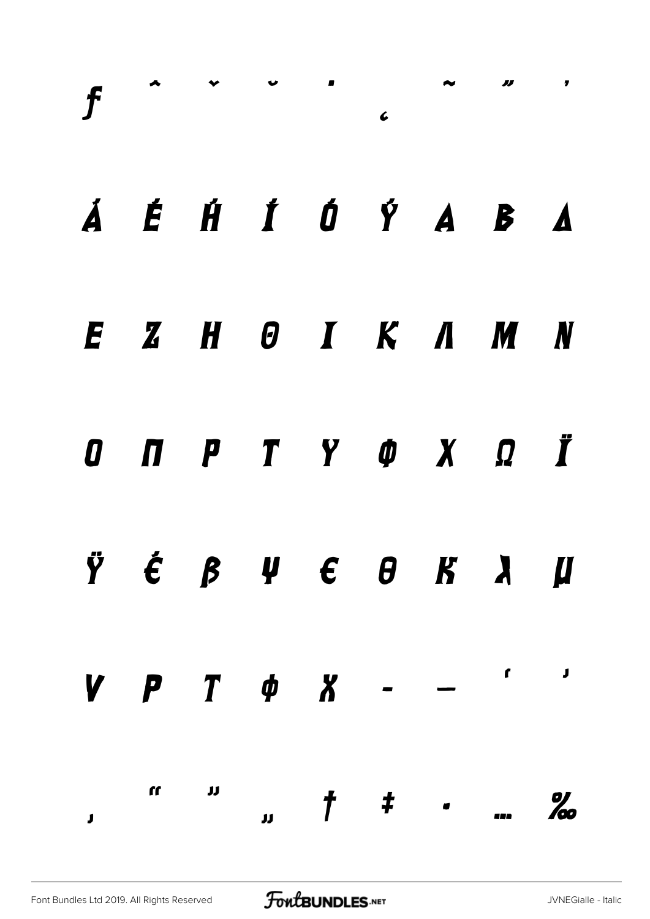ƒ ˆ ˇ ˘ ˙ ˛ ˜ ˝ ΄

Ά Έ Ή Ί Ό Ύ Α Β Δ

Ε Ζ Η Θ Ι Κ Λ Μ Ν

Ο Π Ρ Τ Υ Φ Χ Ω Ϊ

Ϋ έ β ψ ϵ θ κ λ μ

ν ρ τ φ χ – — ' '

‚ " " „ † ‡ • … ‰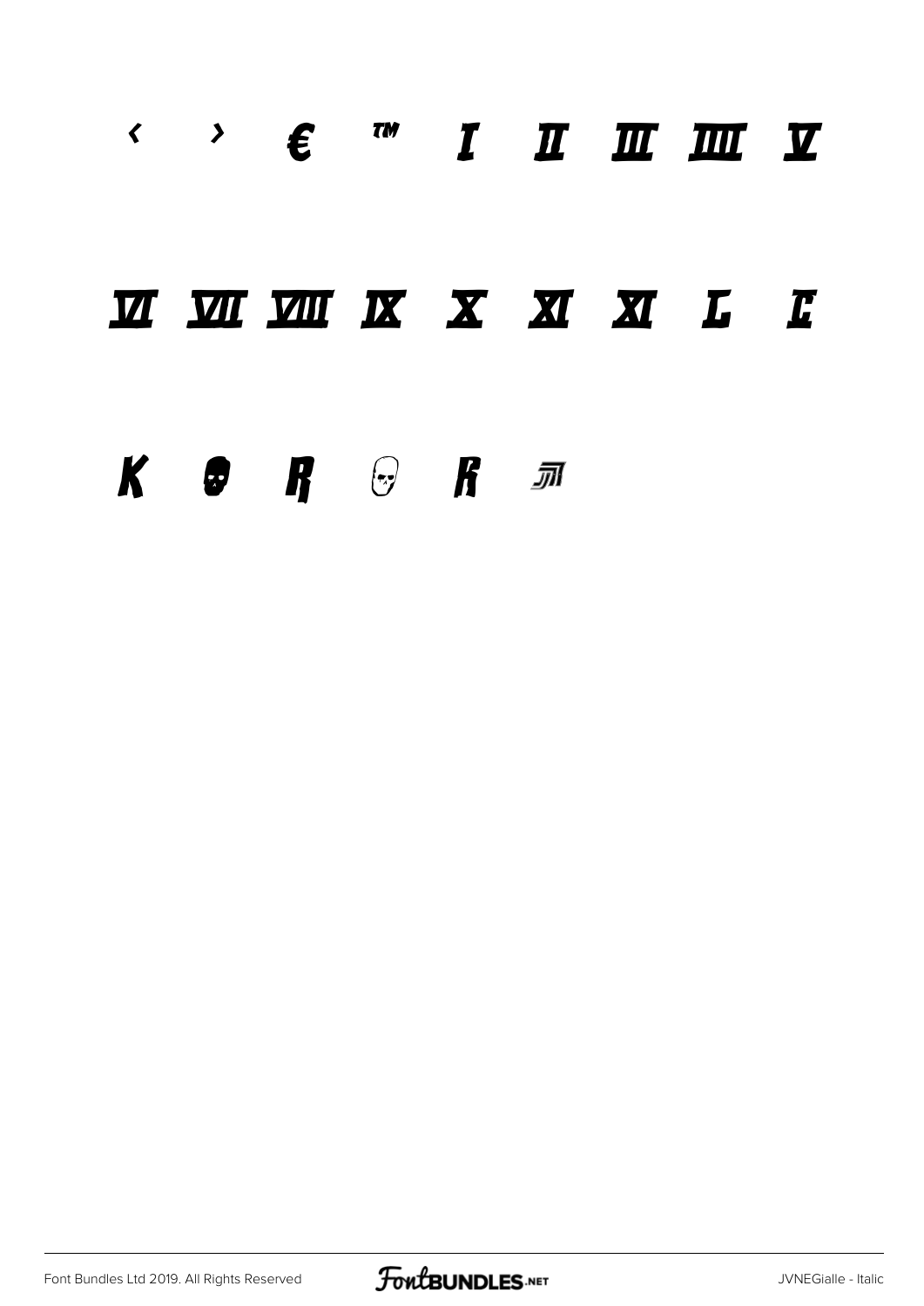‹ › € ™ Ⅰ Ⅱ Ⅲ ⅢⅠ Ⅴ

Ⅵ Ⅶ Ⅷ Ⅸ Ⅹ Ⅺ Ⅺ Ⅼ Ⅽ

K R R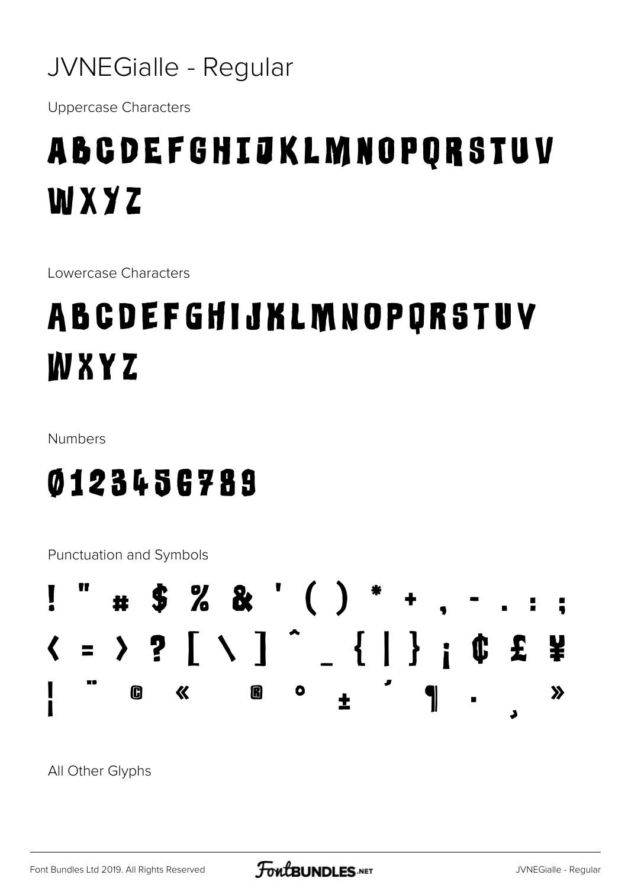# JVNEGialle - Regular

Uppercase Characters

ABCDEFGHIJKLMNOPQRSTUV WXYZ

Lowercase Characters

ABCDEFGHIJKLMNOPQRSTUV WXYZ

Numbers

0123456789

Punctuation and Symbols

! " # $ % & ' ( ) * + , - . : ;
< = > ? [ \ ] ^ _ { | } ¡ ¢ £ ¥
¦ ¨ © « ® ° ± ´ ¶ · ¸ »

All Other Glyphs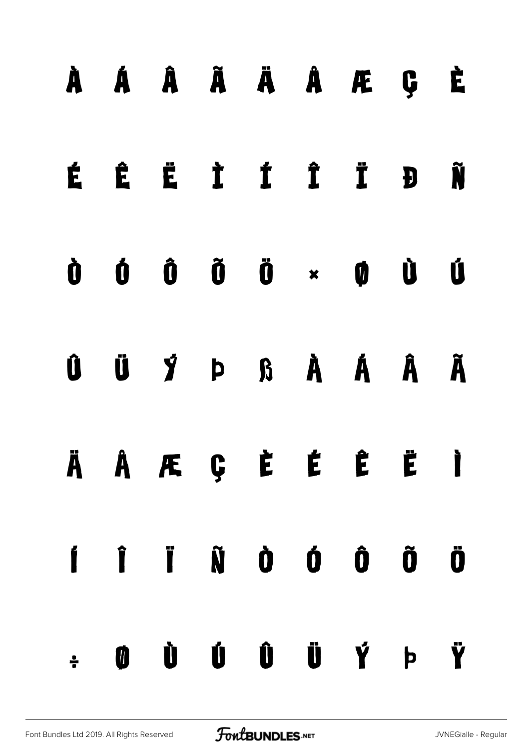À Á Â Ã Ä Å Æ Ç È

É Ê Ë Ì Í Î Ï Ð Ñ

Ò Ó Ô Õ Ö × Ø Ù Ú

Û Ü Ý Þ ß à á â ã

ä å æ ç è é ê ë ì

í î ï ñ ò ó ô õ ö

÷ ø ù ú û ü ý þ ÿ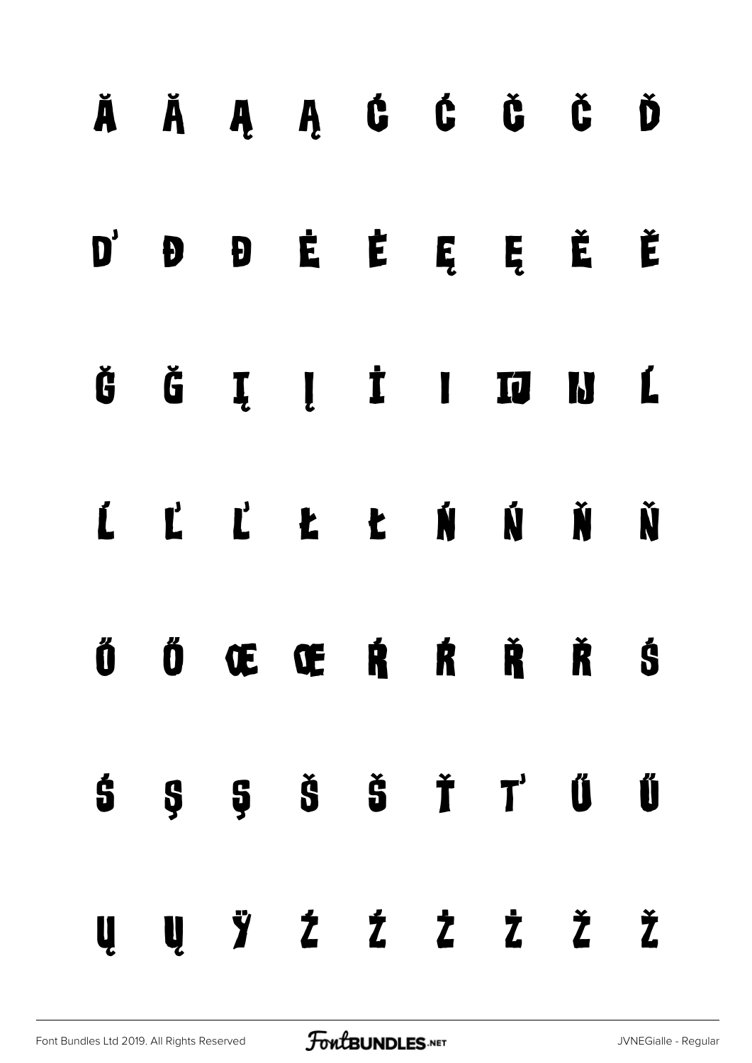Ă Ă Ą Ą Ć Ć Č Č Ď

Ď Đ Đ Ė Ė Ę Ę Ě Ě

Ğ Ğ Į Į İ I Ĳ Ĳ Ĺ

Ĺ Ľ Ľ Ł Ł Ń Ń Ň Ň

Ő Ő Œ Œ Ŕ Ŕ Ř Ř Ś

Ś Ş Ş Š Š Ť Ť Ű Ű

Ų Ų Ÿ Ź Ź Ż Ż Ž Ž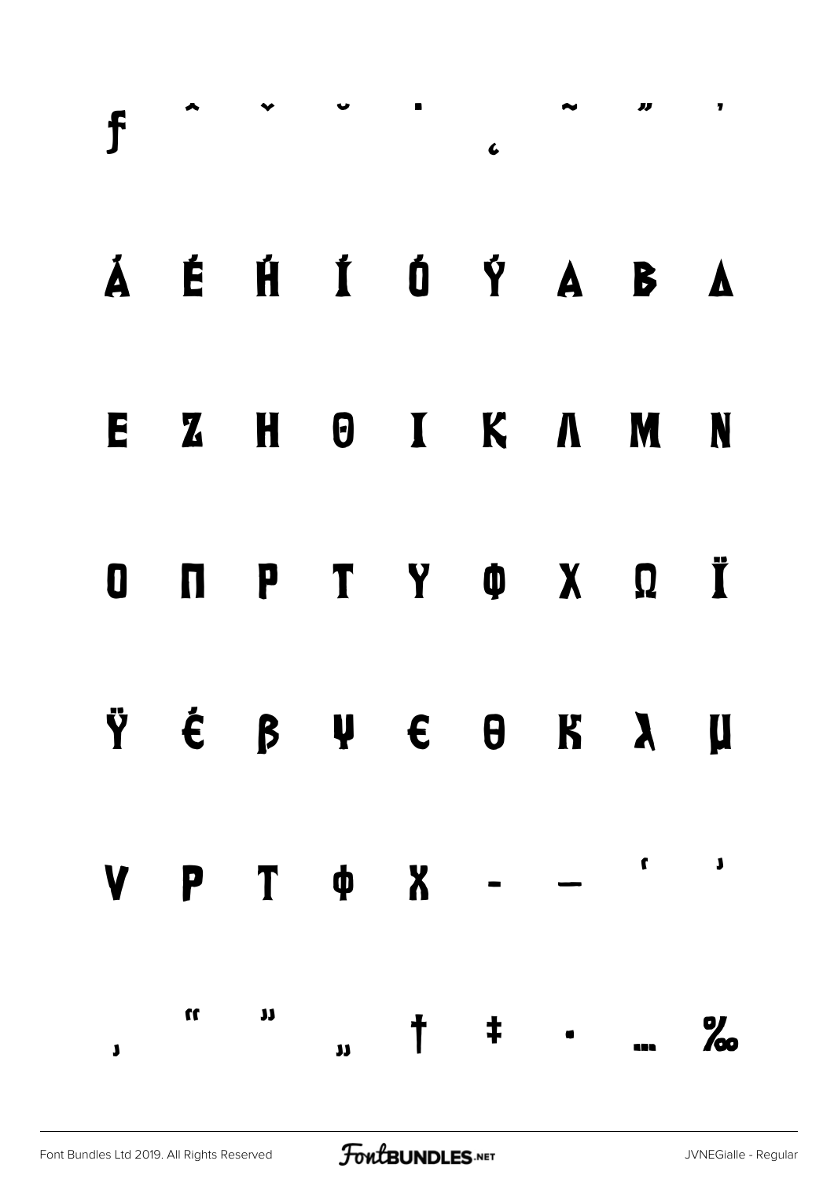ƒ ˆ ˇ ˘ ˙ ˛ ˜ ˝ ´

Ά Έ Ή Ί Ό Ύ Α Β Δ

Ε Ζ Η Θ Ι Κ Λ Μ Ν

Ο Π Ρ Τ Υ Φ Χ Ω Ϊ

Ϋ έ β ψ ε θ κ λ μ

ν ρ τ φ χ – — ‘ ’

‚ “ ” „ † ‡ • … ‰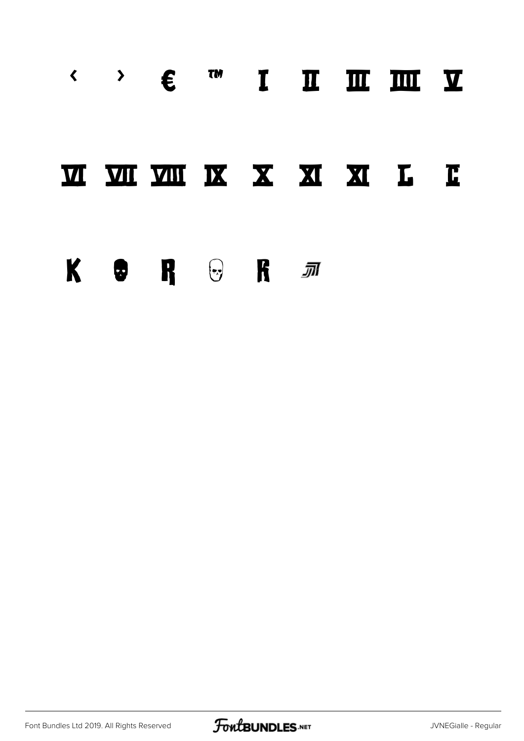‹ › € ™ Ⅰ Ⅱ Ⅲ Ⅳ Ⅴ

Ⅵ Ⅶ Ⅷ Ⅸ Ⅹ Ⅺ Ⅻ Ⅼ Ⅽ

K R R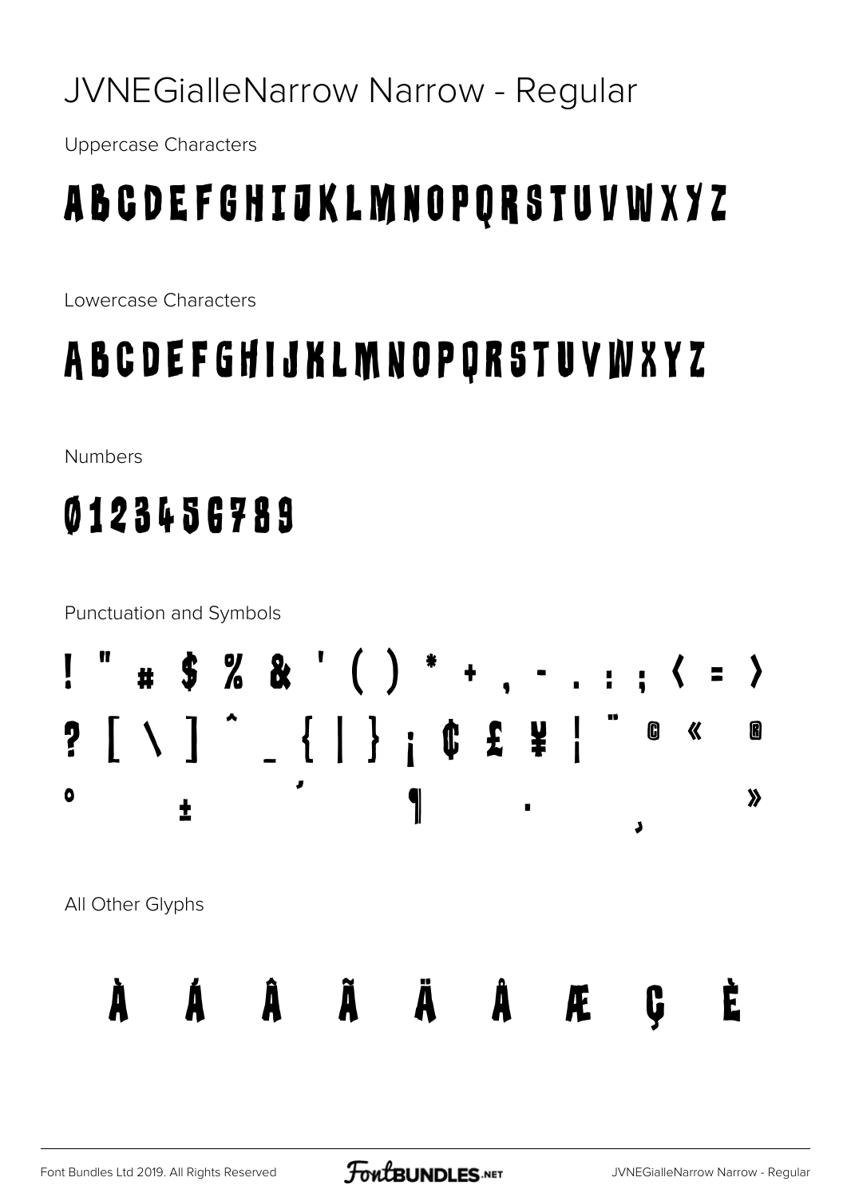# JVNEGialleNarrow Narrow - Regular

Uppercase Characters

ABCDEFGHIJKLMNOPQRSTUVWXYZ

Lowercase Characters

abcdefghijklmnopqrstuvwxyz

Numbers

0123456789

Punctuation and Symbols

! " # $ % & ' ( ) * + , - . : ; < = >

? [ \ ] ^ _ { | } ¡ ¢ £ ¥ ¦ ¨ © « ®

° ± ´ ¶ · ¸ »

All Other Glyphs

À Á Â Ã Ä Å Æ Ç È

Font Bundles Ltd 2019. All Rights Reserved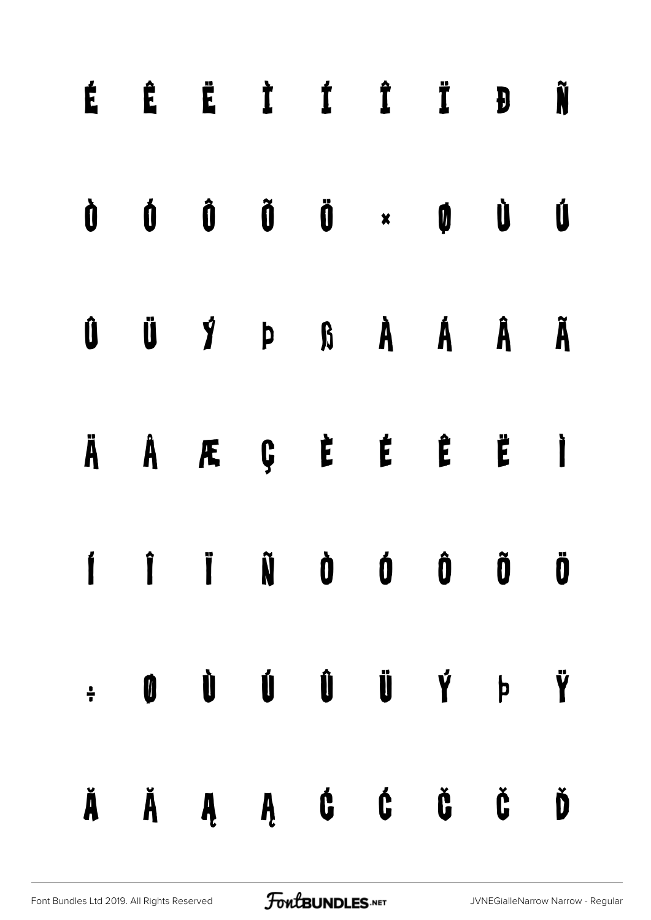É Ê Ë Ì Í Î Ï Đ Ñ

Ò Ó Ô Õ Ö × Ø Ù Ú

Û Ü Ý Þ ß À Á Â Ã

Ä Å Æ Ç È É Ê Ë Ì

Í Î Ï Ñ Ò Ó Ô Õ Ö

÷ Ø Ù Ú Û Ü Ý þ Ÿ

Ă Ă Ą Ą Ć Ć Č Č Ď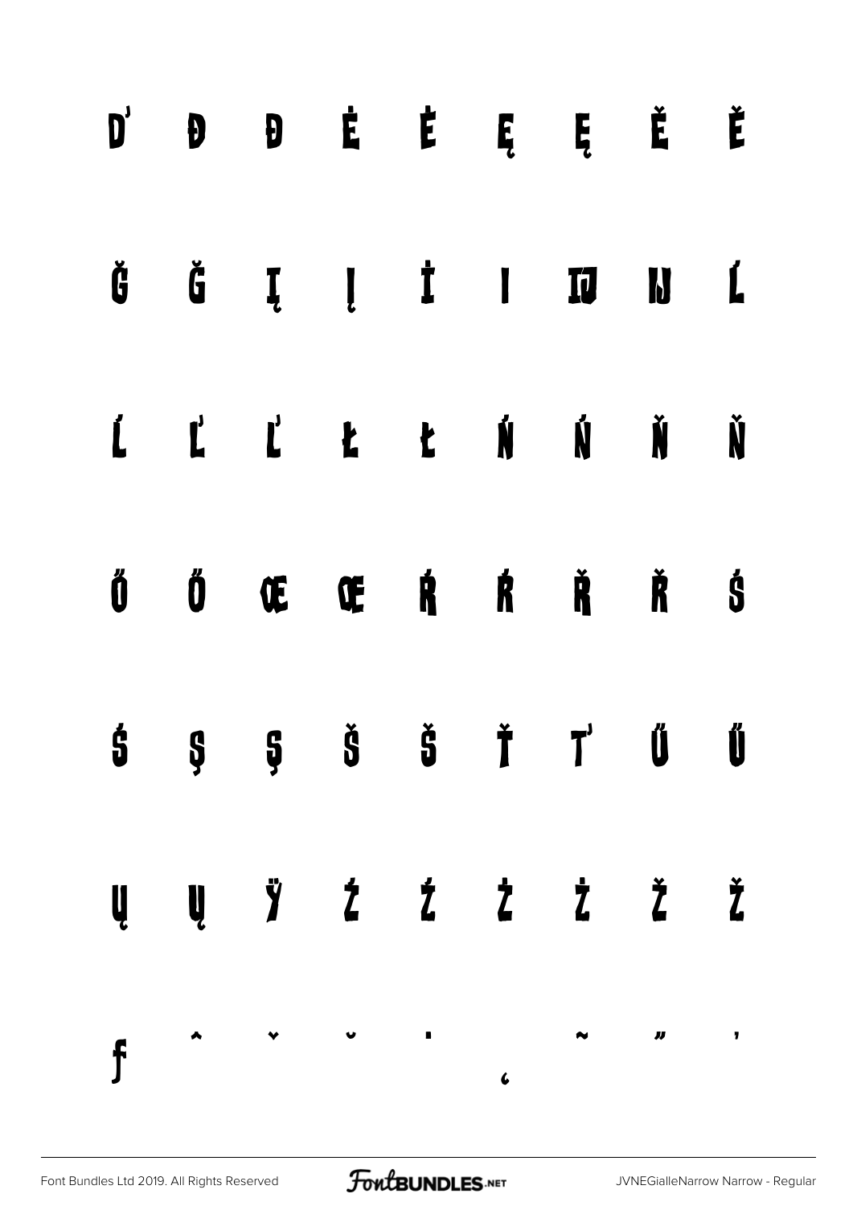Ď Đ Đ Ė Ė Ę Ę Ě Ě

Ğ Ğ Į Į İ I Ĳ Ĳ Ĺ

Ĺ Ľ Ľ Ł Ł Ń Ń Ň Ň

Ő Ő Œ Œ Ŕ Ŕ Ř Ř Ś

Ś Ş Ş Š Š Ť Ť Ű Ű

Ų Ų Ÿ Ź Ź Ż Ż Ž Ž

ƒ ˆ ˇ ˘ ˙ ˛ ˜ ˝ ’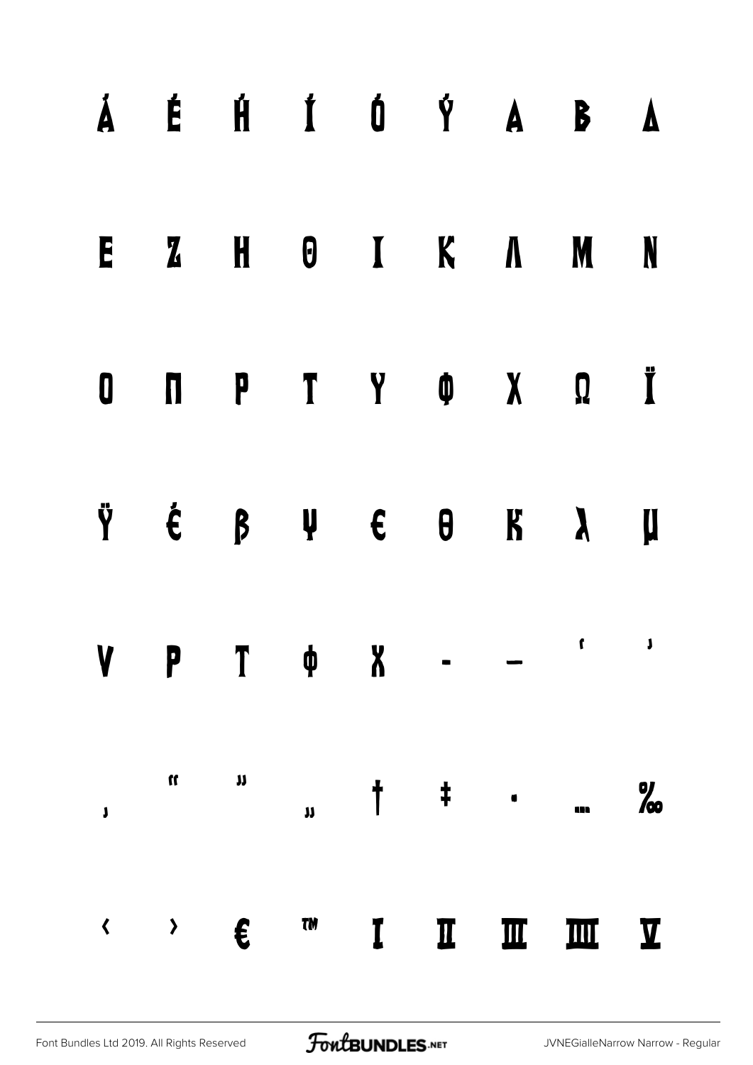Ά Έ Ή Ί Ό Ύ Α Β Δ

Ε Ζ Η Θ Ι Κ Λ Μ Ν

Ο Π Ρ Τ Υ Φ Χ Ω Ϊ

Ϋ έ β ψ ε θ κ λ μ

ν ρ τ φ χ ‐ – ‘ ’

‚ “ ” „ † ‡ • … ‰

‹ › € ™ Ⅰ Ⅱ Ⅲ Ⅳ Ⅴ

Font Bundles Ltd 2019. All Rights Reserved

JVNEGialleNarrow Narrow - Regular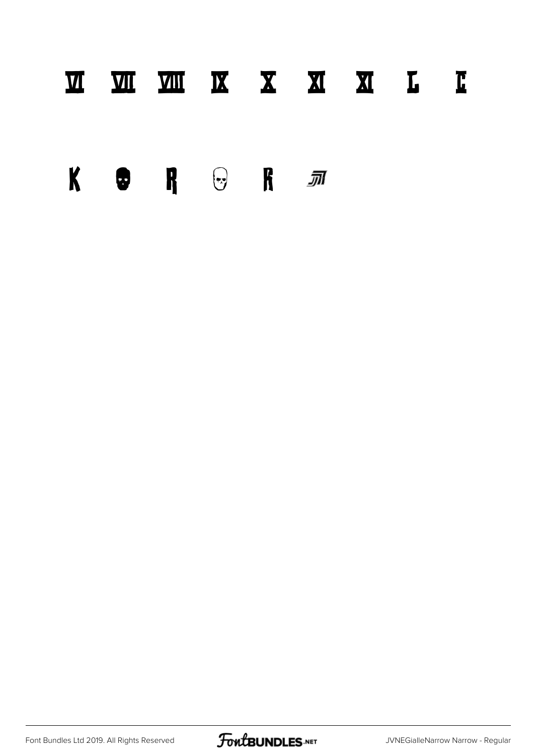Ⅵ Ⅶ Ⅷ Ⅸ Ⅹ Ⅺ Ⅺ L C

K R R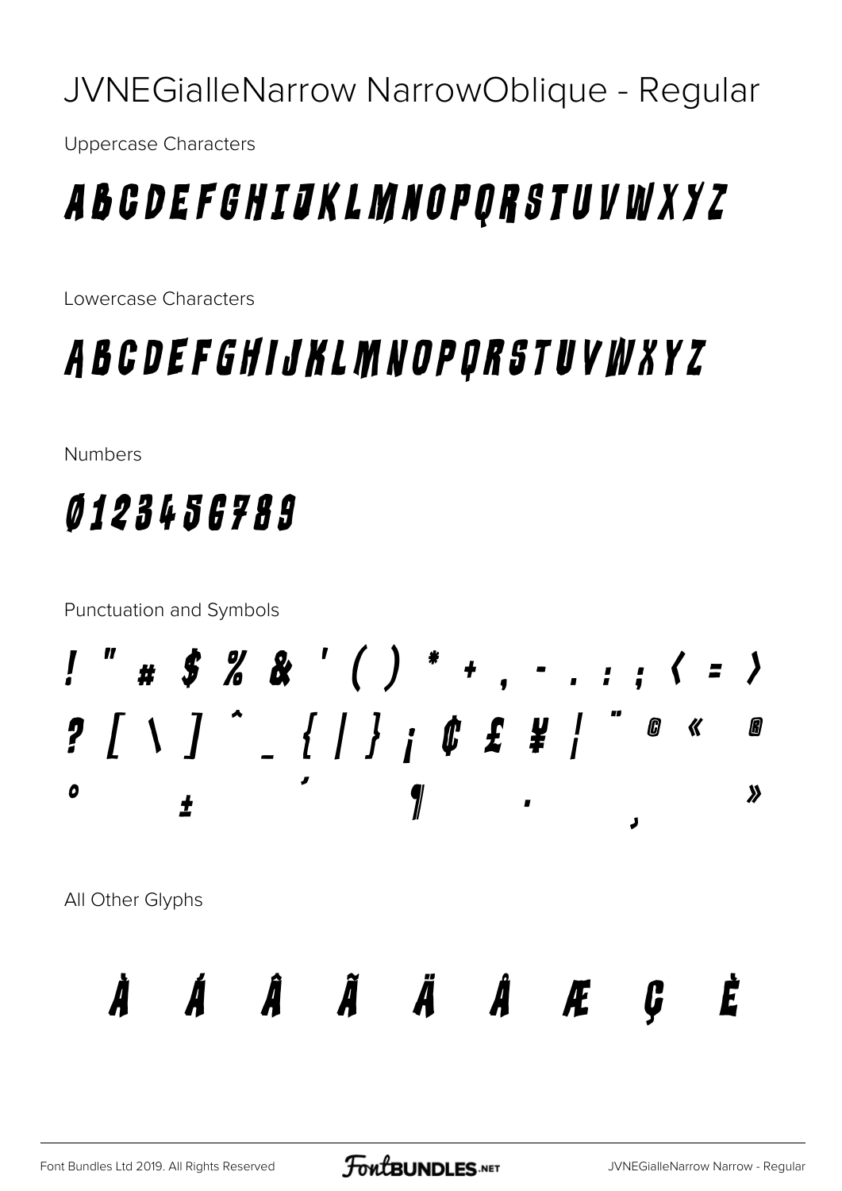# JVNEGialleNarrow NarrowOblique - Regular

Uppercase Characters

ABCDEFGHIJKLMNOPQRSTUVWXYZ

Lowercase Characters

ABCDEFGHIJKLMNOPQRSTUVWXYZ

Numbers

0123456789

Punctuation and Symbols

! " # $ % & ' ( ) * + , - . : ; < = >

? [ \ ] ^ _ { | } ¡ ¢ £ ¥ ¦ ¨ © « ®

° ± ´ ¶ · ¸ »

All Other Glyphs

À Á Â Ã Ä Å Æ Ç È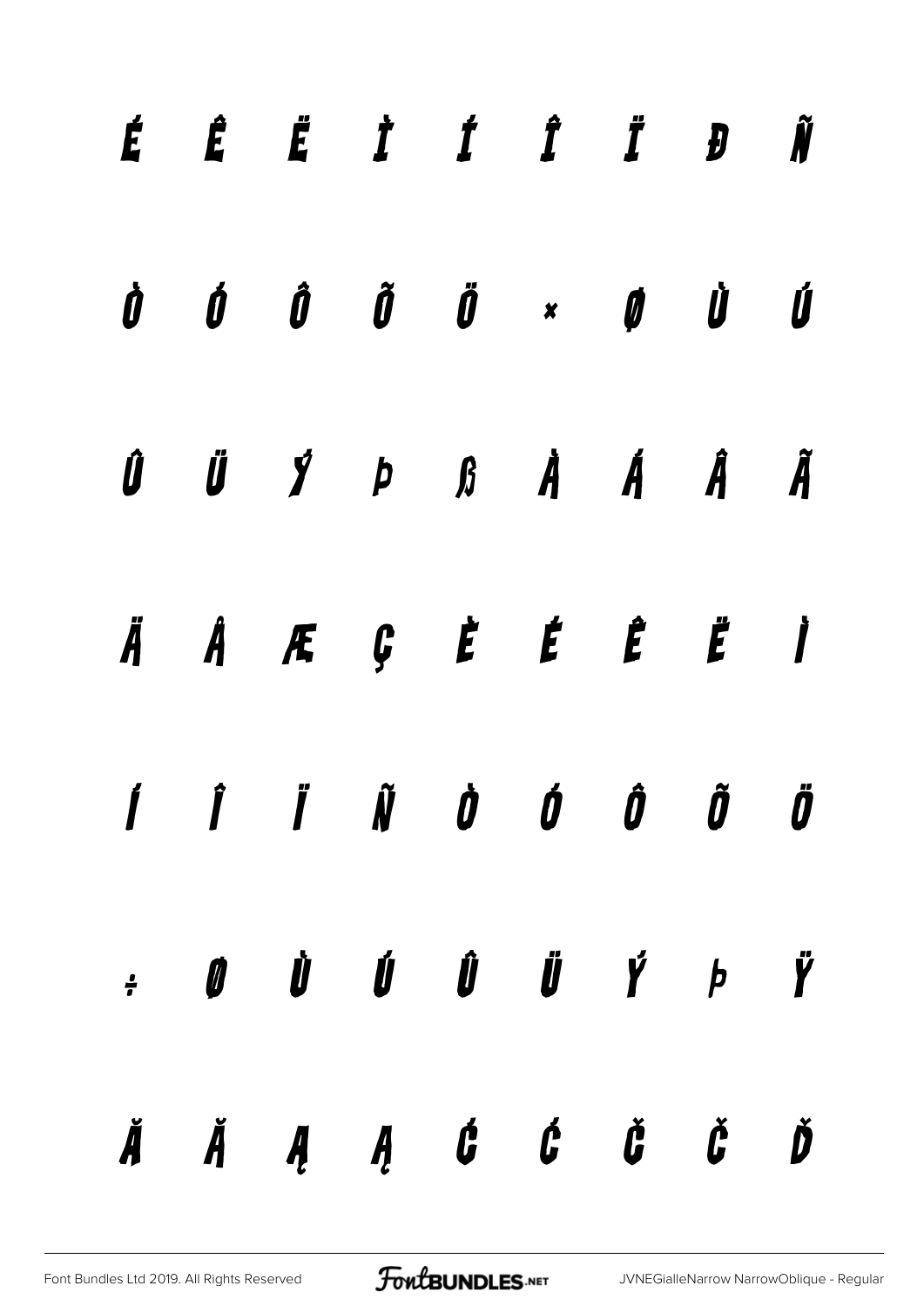É Ê Ë Ì Í Î Ï Ð Ñ

Ò Ó Ô Õ Ö × Ø Ù Ú

Û Ü Ý Þ ß à á â ã

ä å æ ç è é ê ë ì

í î ï ñ ò ó ô õ ö

÷ ø ù ú û ü ý þ ÿ

Ă ă Ą ą Ć ć Č č Ď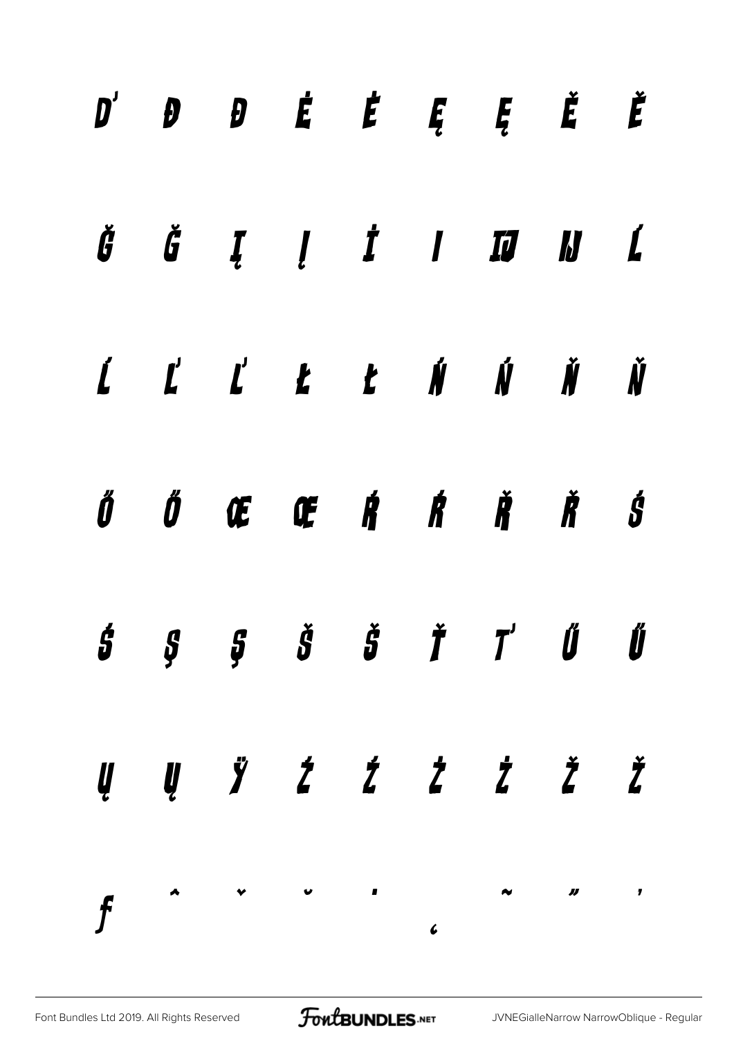Ď Đ Đ Ė Ė Ę Ę Ě Ě

Ğ Ğ Į Į İ I Ĳ Ĳ Ĺ

Ĺ Ľ Ľ Ł Ł Ń Ń Ň Ň

Ő Ő Œ Œ Ŕ Ŕ Ř Ř Ś

Ś Ş Ş Š Š Ť Ť Ű Ű

Ų Ų Ÿ Ź Ź Ż Ż Ž Ž

ƒ ˆ ˇ ˘ ˙ ˛ ˜ ˝ ’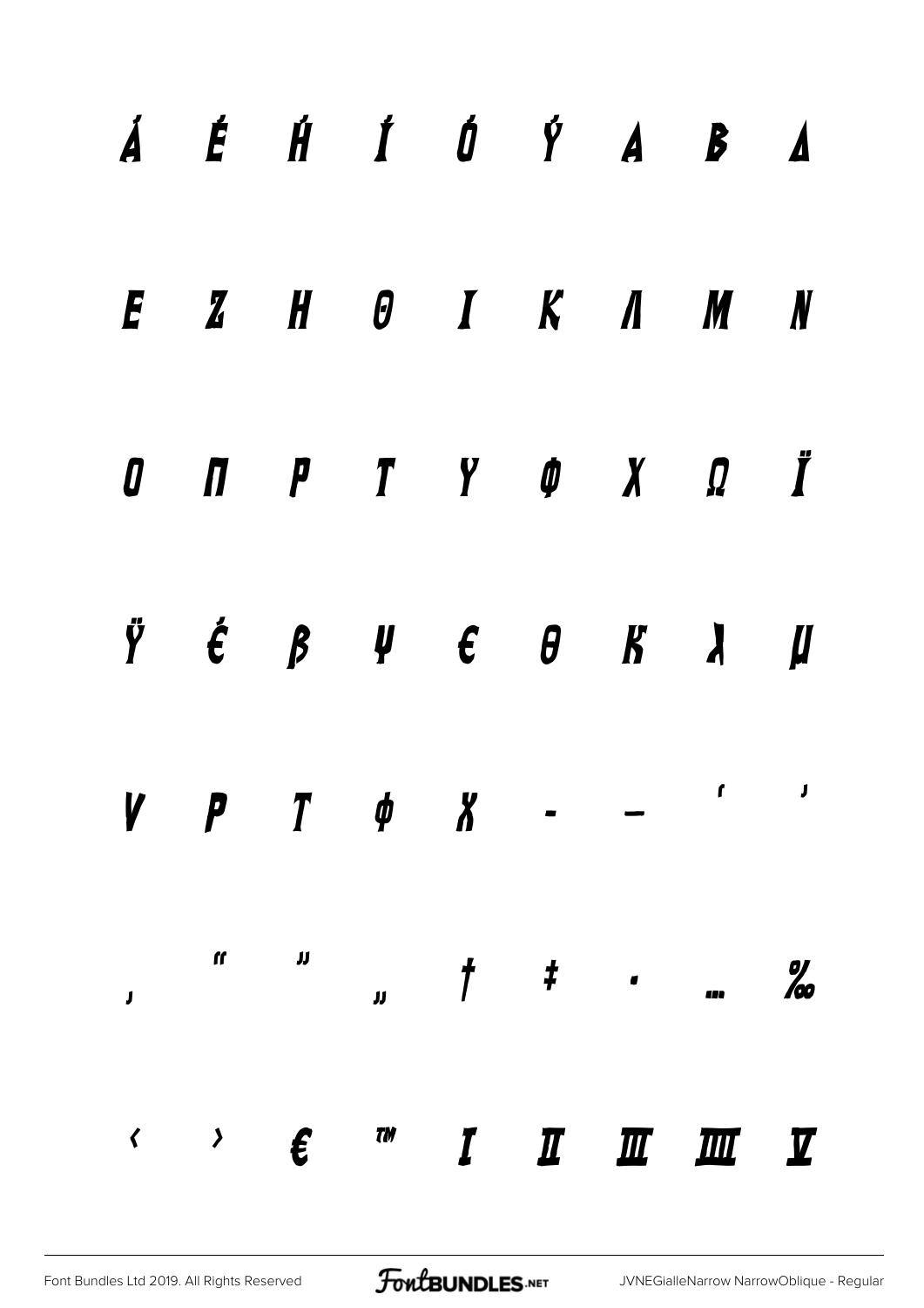Ά Έ Ή Ί Ό Ύ Α Β Δ

Ε Ζ Η Θ Ι Κ Λ Μ Ν

Ο Π Ρ Τ Υ Φ Χ Ω Ϊ

Ϋ έ β ψ ε θ κ λ μ

ν ρ τ φ χ ‐ — ‘ ’

‚ “ ” „ † ‡ • … ‰

‹ › € ™ Ⅰ Ⅱ Ⅲ Ⅳ Ⅴ

Font Bundles Ltd 2019. All Rights Reserved

JVNEGialleNarrow NarrowOblique - Regular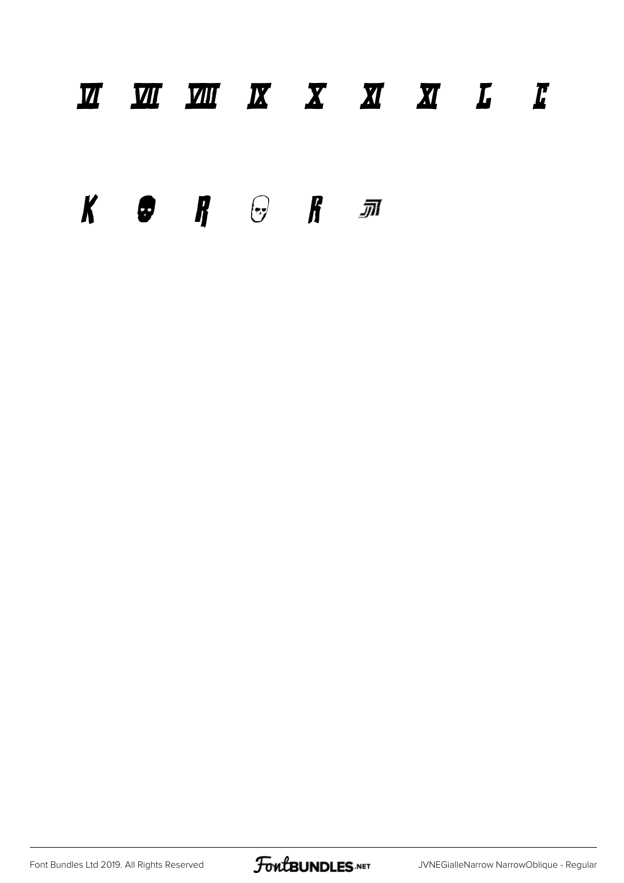Ⅵ Ⅶ Ⅷ Ⅸ Ⅹ Ⅺ Ⅺ Ⅼ Ⅽ

K R R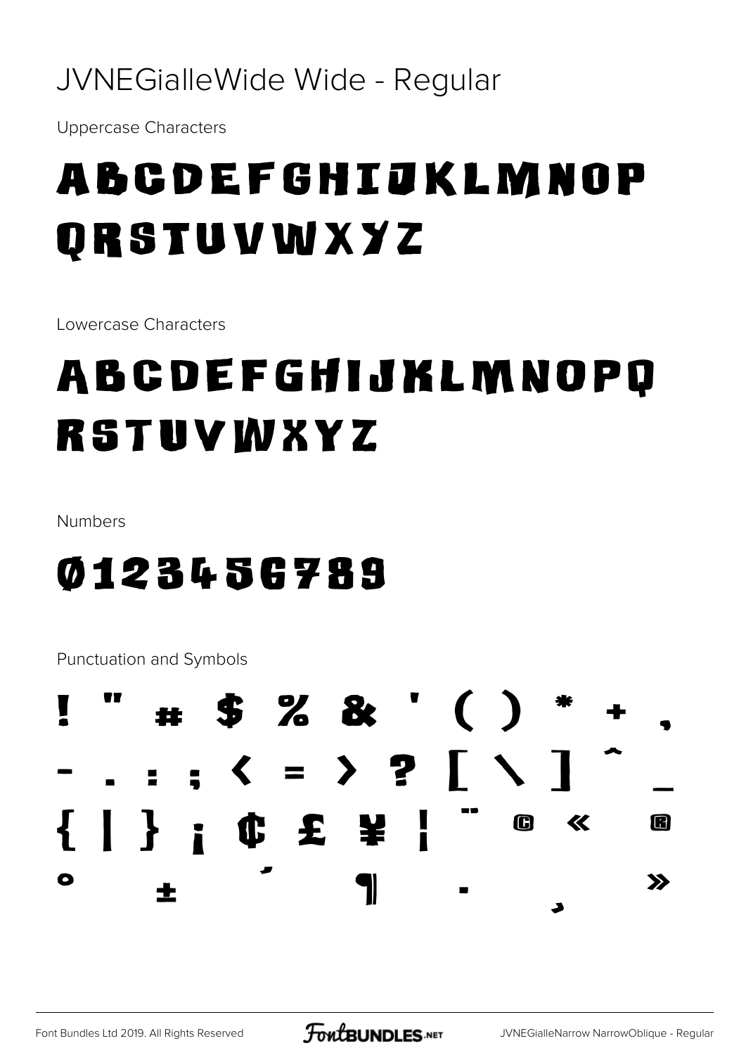# JVNEGialleWide Wide - Regular

Uppercase Characters

ABCDEFGHIJKLMNOP
QRSTUVWXYZ

Lowercase Characters

ABCDEFGHIJKLMNOPQ
RSTUVWXYZ

Numbers

0123456789

Punctuation and Symbols

! " # $ % & ' ( ) * + ,
- . : ; < = > ? [ \ ] ^ _
{ | } ¡ ¢ £ ¥ ¦ ¨ © « ®
° ± ´ ¶ · ¸ »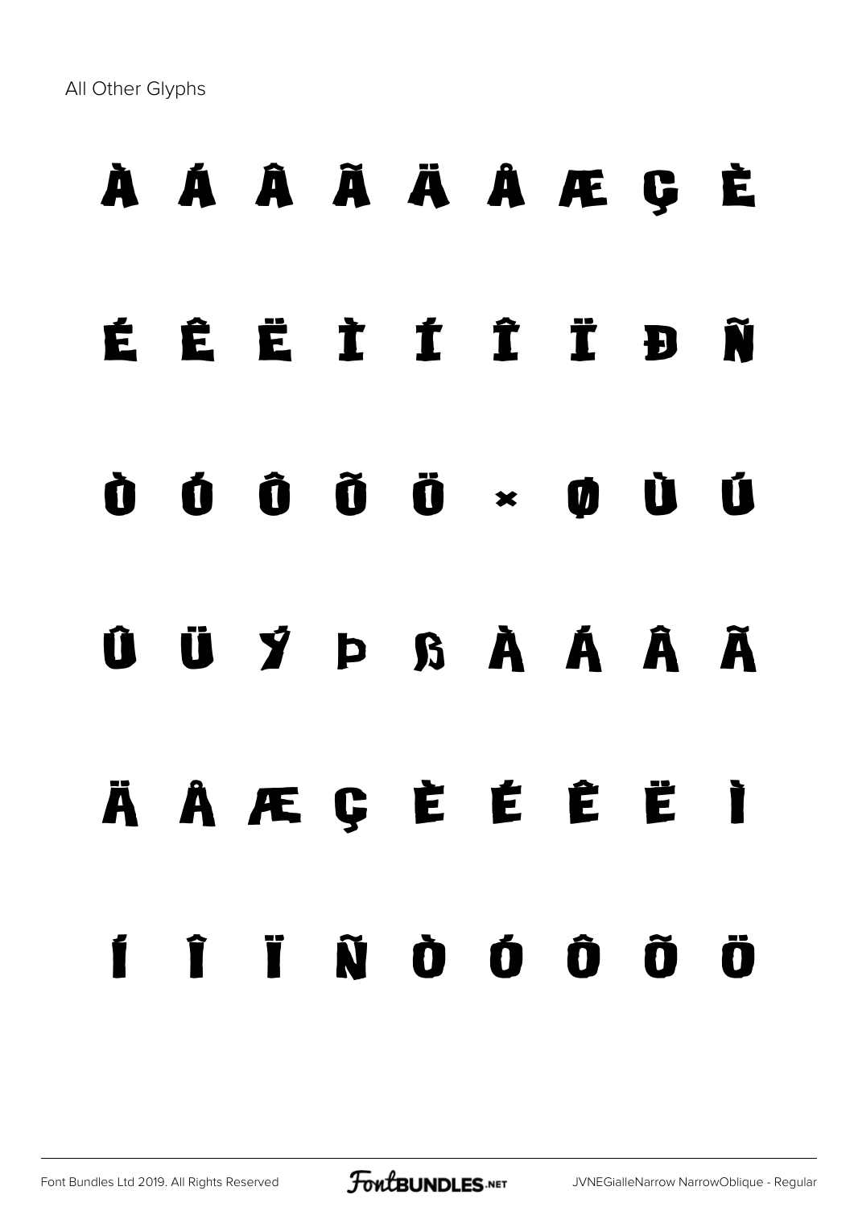All Other Glyphs

À Á Â Ã Ä Å Æ Ç È

É Ê Ë Ì Í Î Ï Ð Ñ

Ò Ó Ô Õ Ö × Ø Ù Ú

Û Ü Ý Þ ß à á â ã

ä å æ ç è é ê ë ì

í î ï ñ ò ó ô õ ö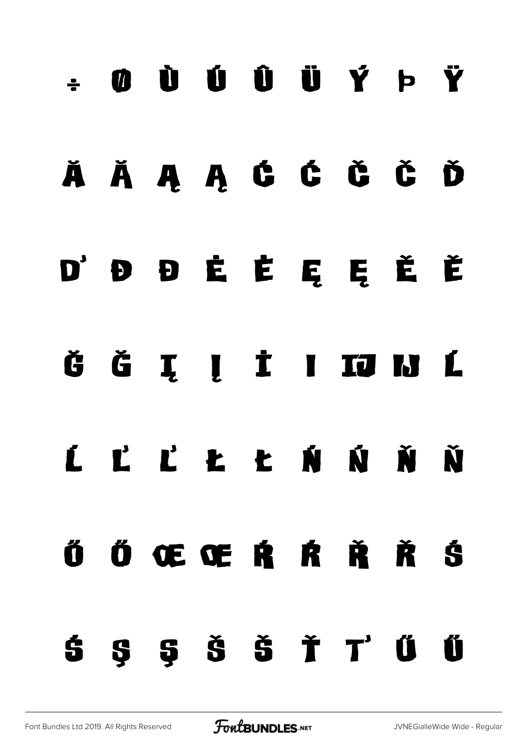÷ Ø Ù Ú Û Ü Ý Þ Ÿ

Ā Ă Ą Ą Ć Ć Č Č Ď

Ď Đ Đ Ė Ė Ę Ę Ě Ě

Ğ Ğ Į Į İ I Ĳ Ĳ Ĺ

Ĺ Ľ Ľ Ł Ł Ń Ń Ň Ň

Ő Ő Œ Œ Ŕ Ŕ Ř Ř Ś

Ś Ş Ş Š Š Ť Ť Ű Ű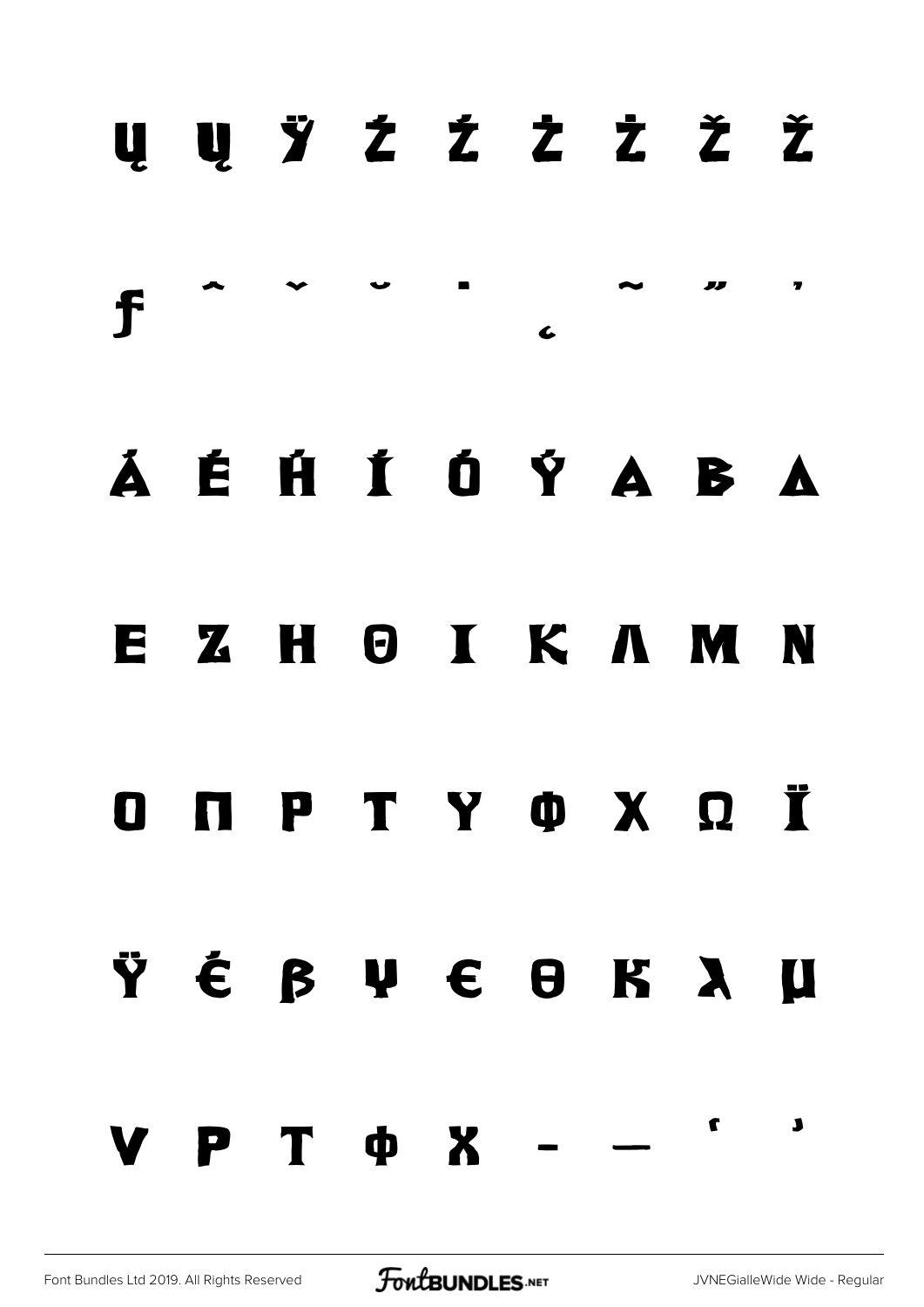Ų ų Ÿ Ź ź Ż ż Ž ž

ƒ ˆ ˇ ˘ ˙ ˛ ˜ ˝ ΄

Ά Έ Ή Ί Ό Ύ Α Β Δ

Ε Ζ Η Θ Ι Κ Λ Μ Ν

Ο Π Ρ Τ Υ Φ Χ Ω Ϊ

Ϋ έ β ψ ε θ κ λ μ

ν ρ τ φ χ – — ‘ ’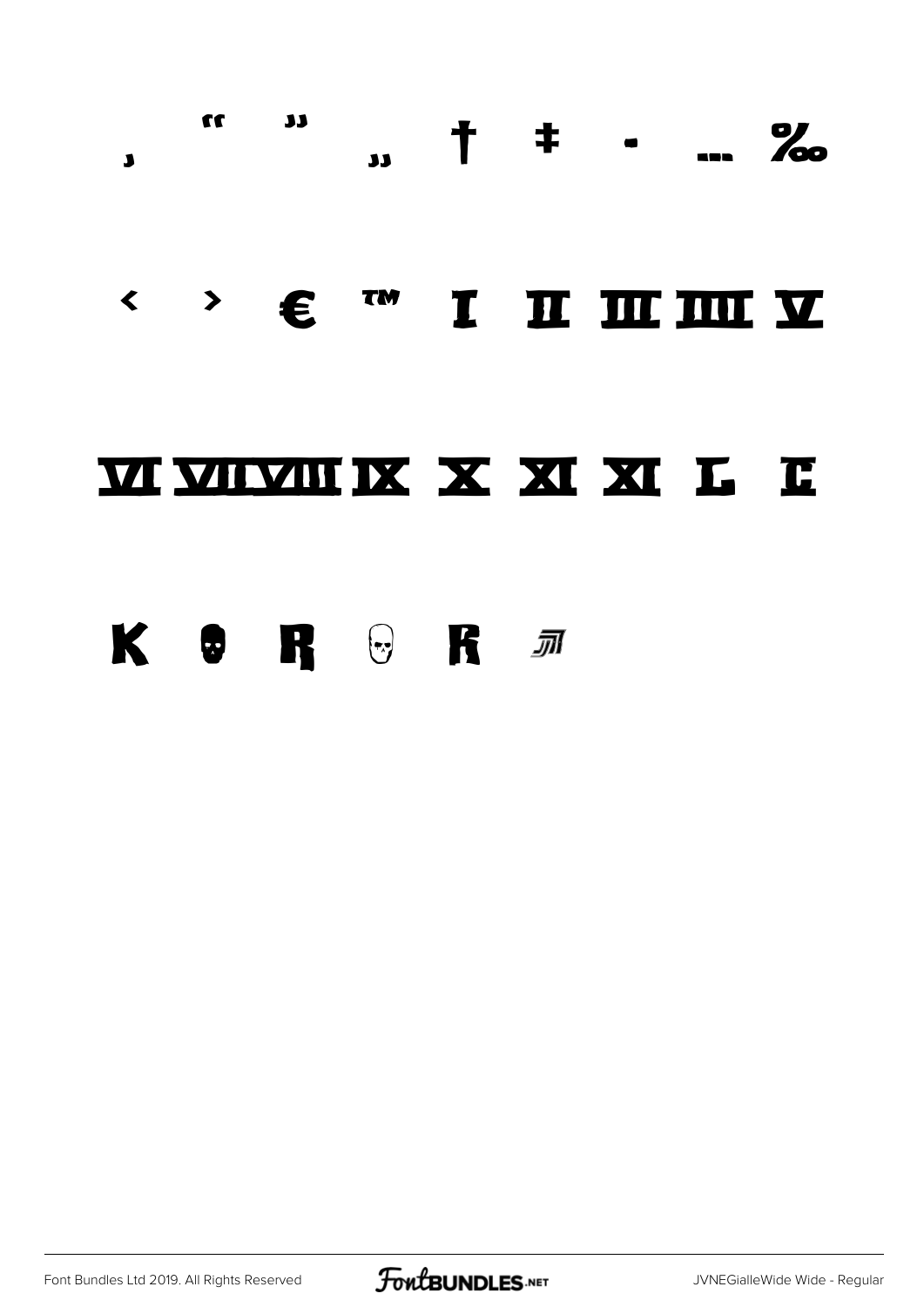‚ " " „ † ‡ • … ‰

‹ › € ™ Ⅰ Ⅱ Ⅲ Ⅳ Ⅴ

Ⅵ Ⅶ Ⅷ Ⅸ Ⅹ Ⅺ Ⅻ Ⅼ Ⅽ

K R R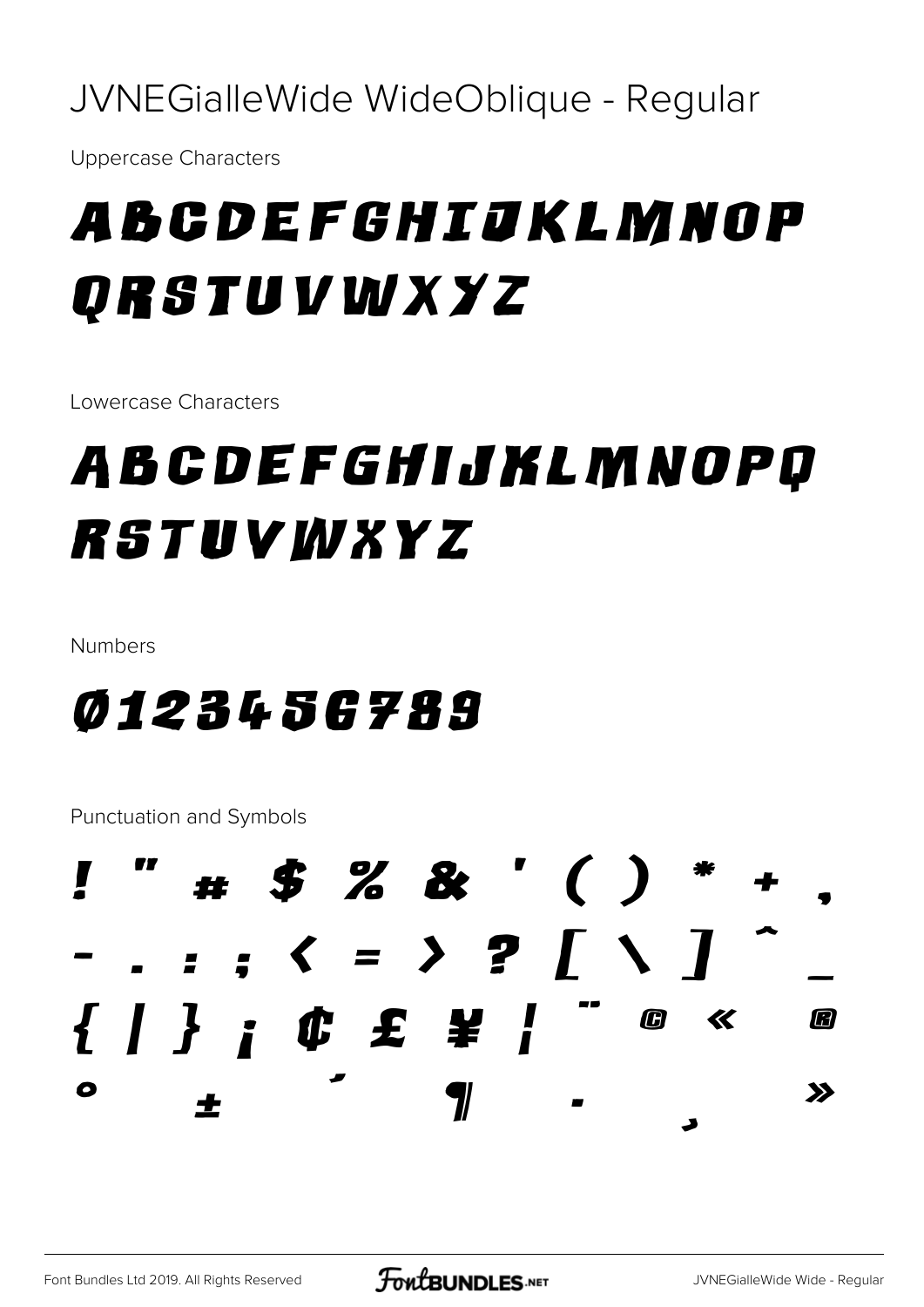# JVNEGialleWide WideOblique - Regular

Uppercase Characters

ABCDEFGHIJKLMNOP
QRSTUVWXYZ

Lowercase Characters

ABCDEFGHIJKLMNOPQ
RSTUVWXYZ

Numbers

0123456789

Punctuation and Symbols

! " # $ % & ' ( ) * + ,
- . : ; < = > ? [ \ ] ^ _
{ | } ¡ ¢ £ ¥ ¦ ¨ © « ®
° ± ´ ¶ · ¸ »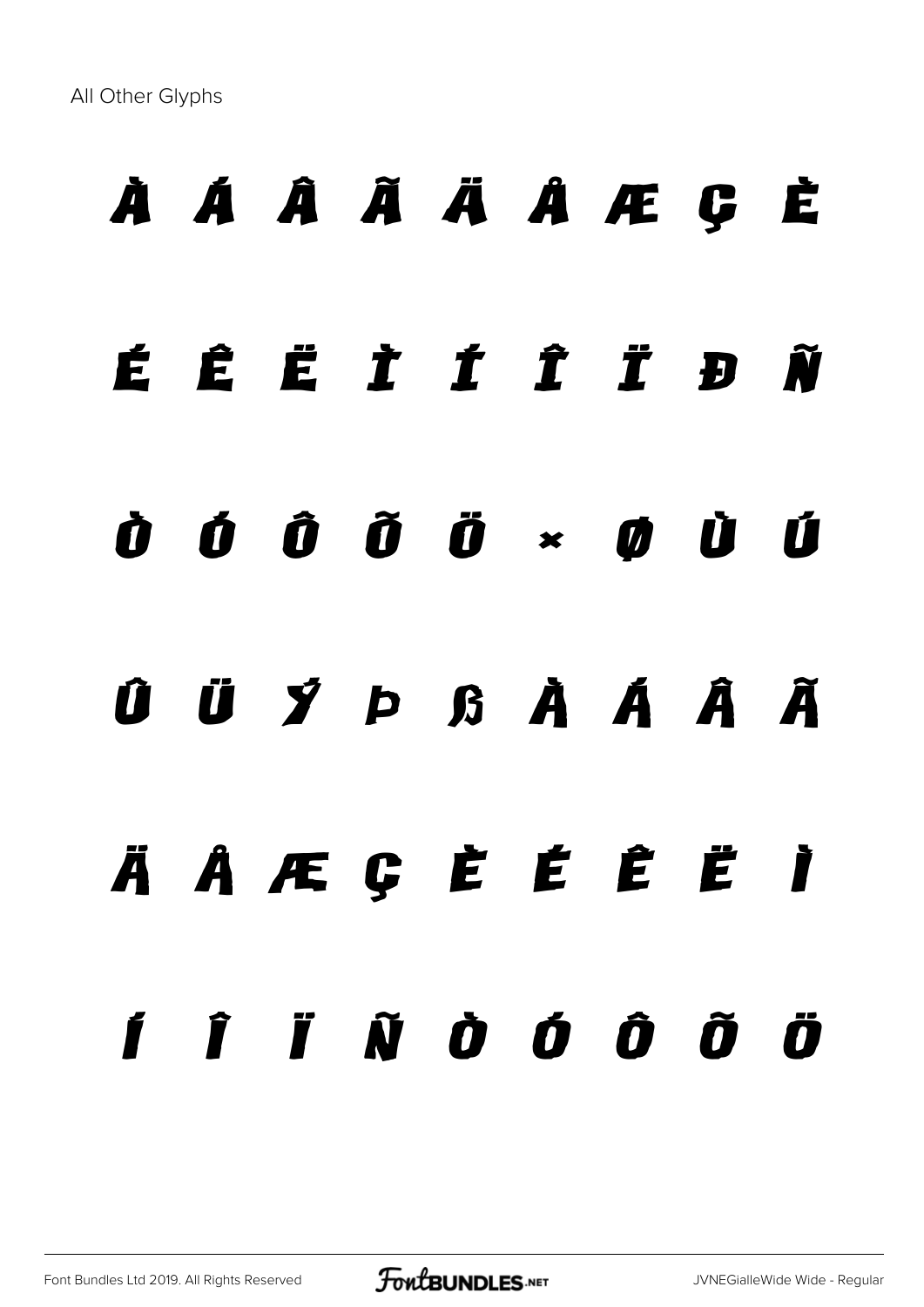All Other Glyphs

À Á Â Ã Ä Å Æ Ç È

É Ê Ë Ì Í Î Ï Ð Ñ

Ò Ó Ô Õ Ö × Ø Ù Ú

Û Ü Ý Þ ß à á â ã

ä å æ ç è é ê ë ì

í î ï ñ ò ó ô õ ö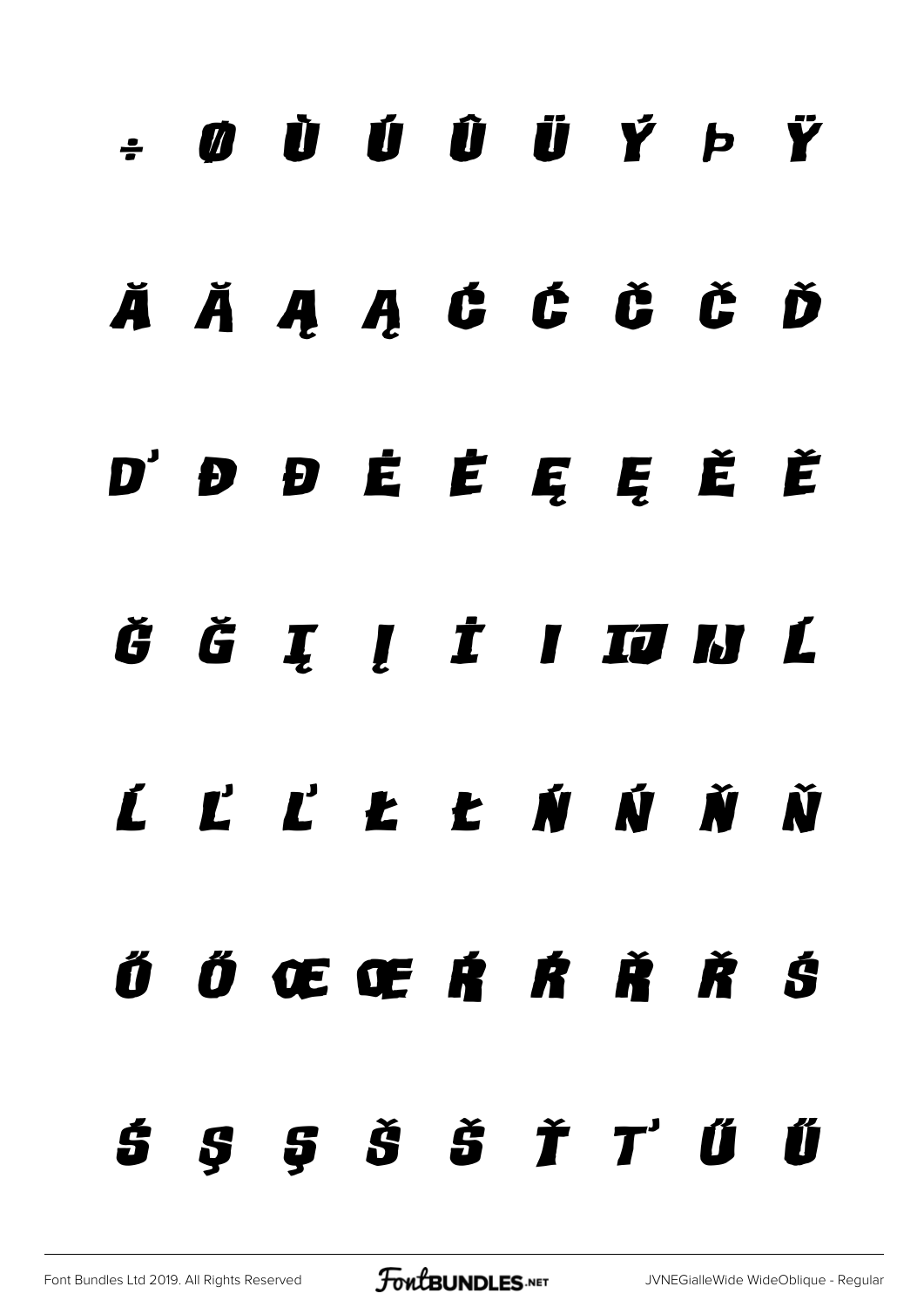÷ Ø Ù Ú Û Ü Ý Þ Ÿ

Ă Ă Ą Ą Ć Ć Č Č Ď

Ď Đ Đ Ė Ė Ę Ę Ě Ě

Ğ Ğ Į Į İ I Ĳ Ĳ Ĺ

Ĺ Ľ Ľ Ł Ł Ń Ń Ň Ň

Ő Ő Œ Œ Ŕ Ŕ Ř Ř Ś

Ś Ş Ş Š Š Ť Ť Ű Ű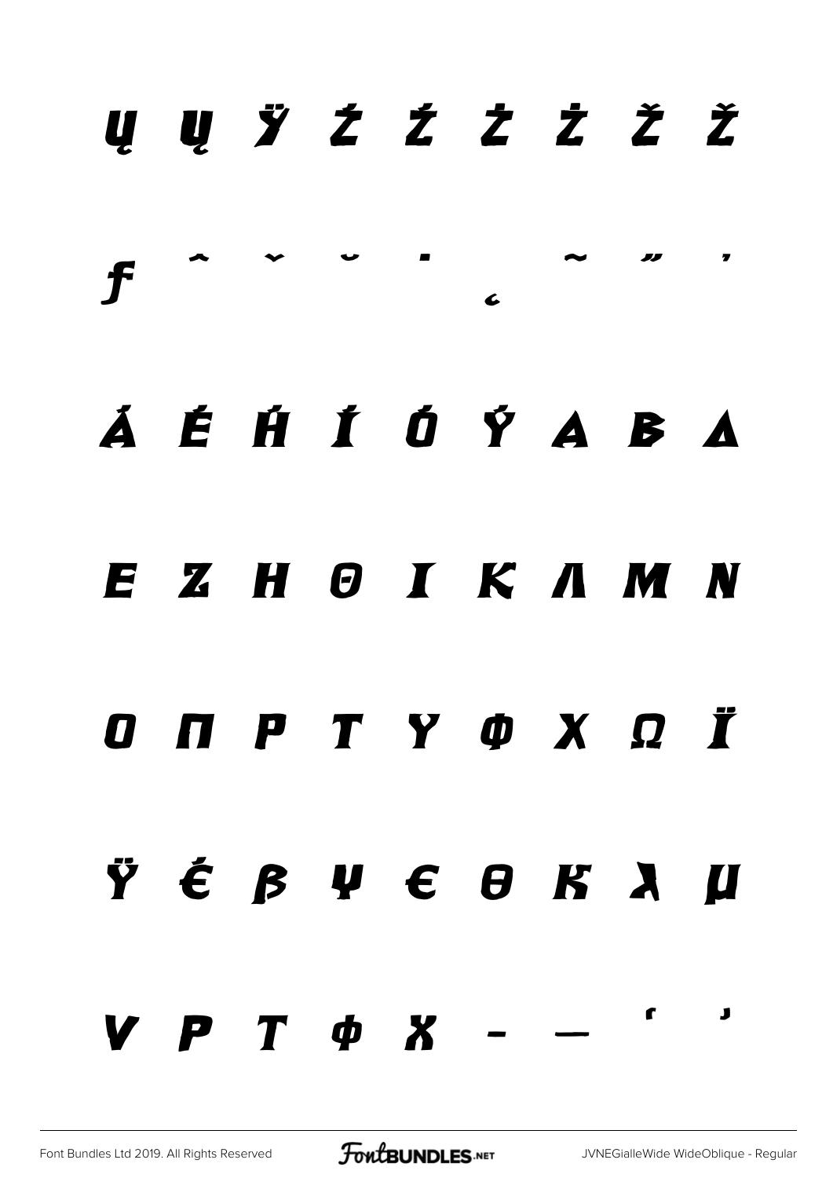Ų ų Ÿ Ź ź Ż ż Ž ž

ƒ ˆ ˇ ˘ ˙ ˛ ˜ ˝ ΄

Ά Έ Ή Ί Ό Ύ Α Β Δ

Ε Ζ Η Θ Ι Κ Λ Μ Ν

Ο Π Ρ Τ Υ Φ Χ Ω Ϊ

Ϋ έ β ψ ϵ θ κ λ μ

ν ρ τ φ χ – — ‘ ’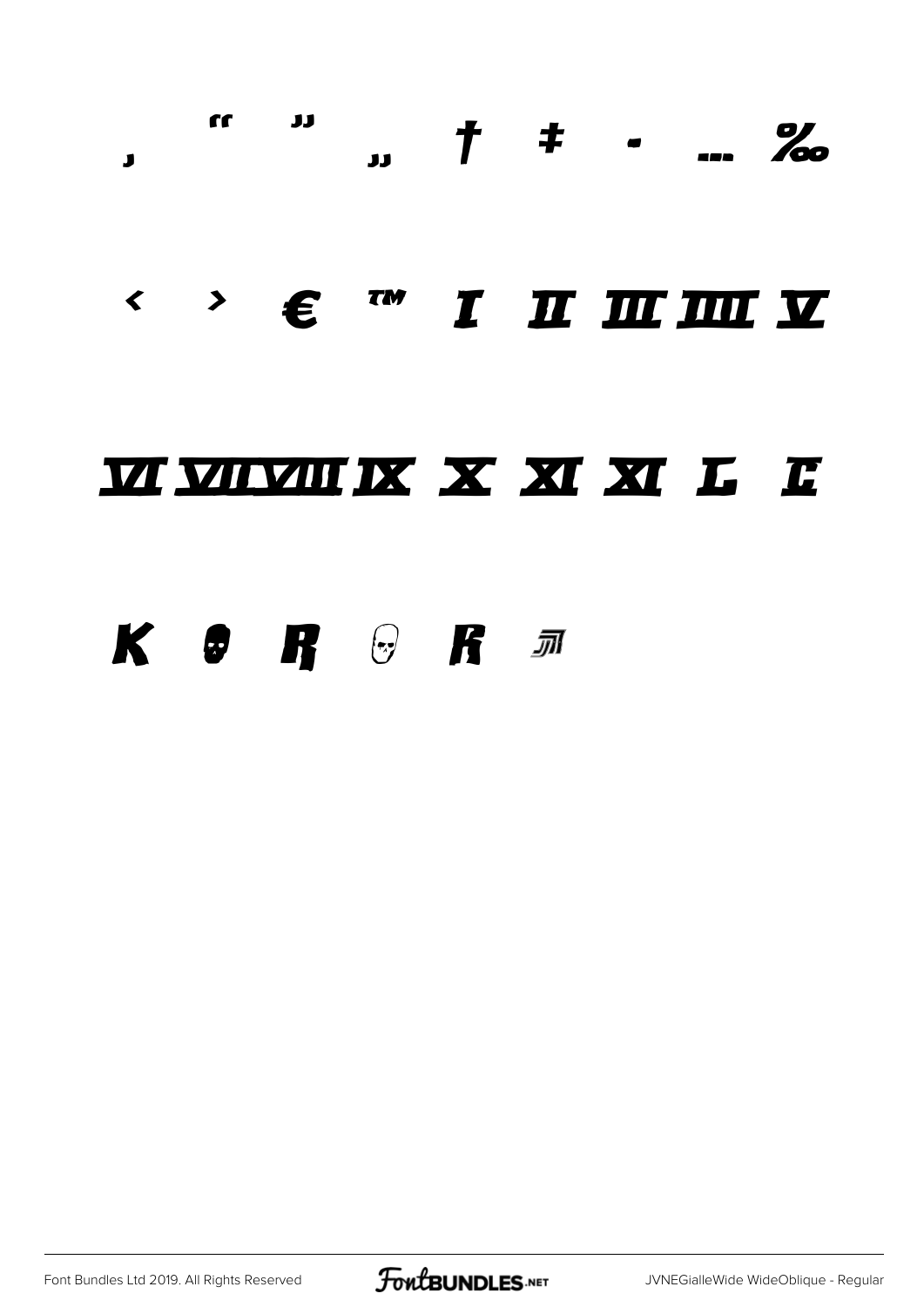‚ " " „ † ‡ • … ‰

‹ › € ™ Ⅰ Ⅱ Ⅲ Ⅳ Ⅴ

Ⅵ Ⅶ Ⅷ Ⅸ Ⅹ Ⅺ Ⅻ Ⅼ Ⅽ

K R R